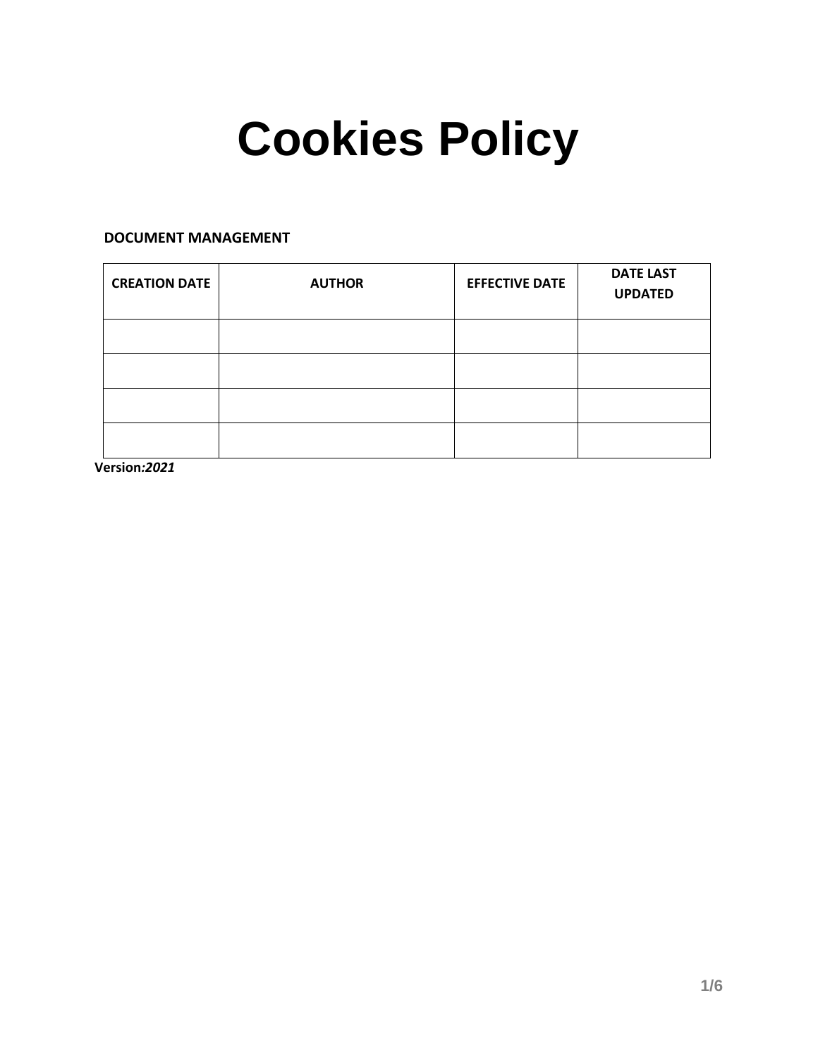# Cookies Policy

**DOCUMENT MANAGEMENT**

| CREATION DATE | AUTHOR | EFFECTIVE DATE | DATE LAST UPDATED |
|---|---|---|---|
| | | | |
| | | | |
| | | | |
| | | | |

**Version*:2021***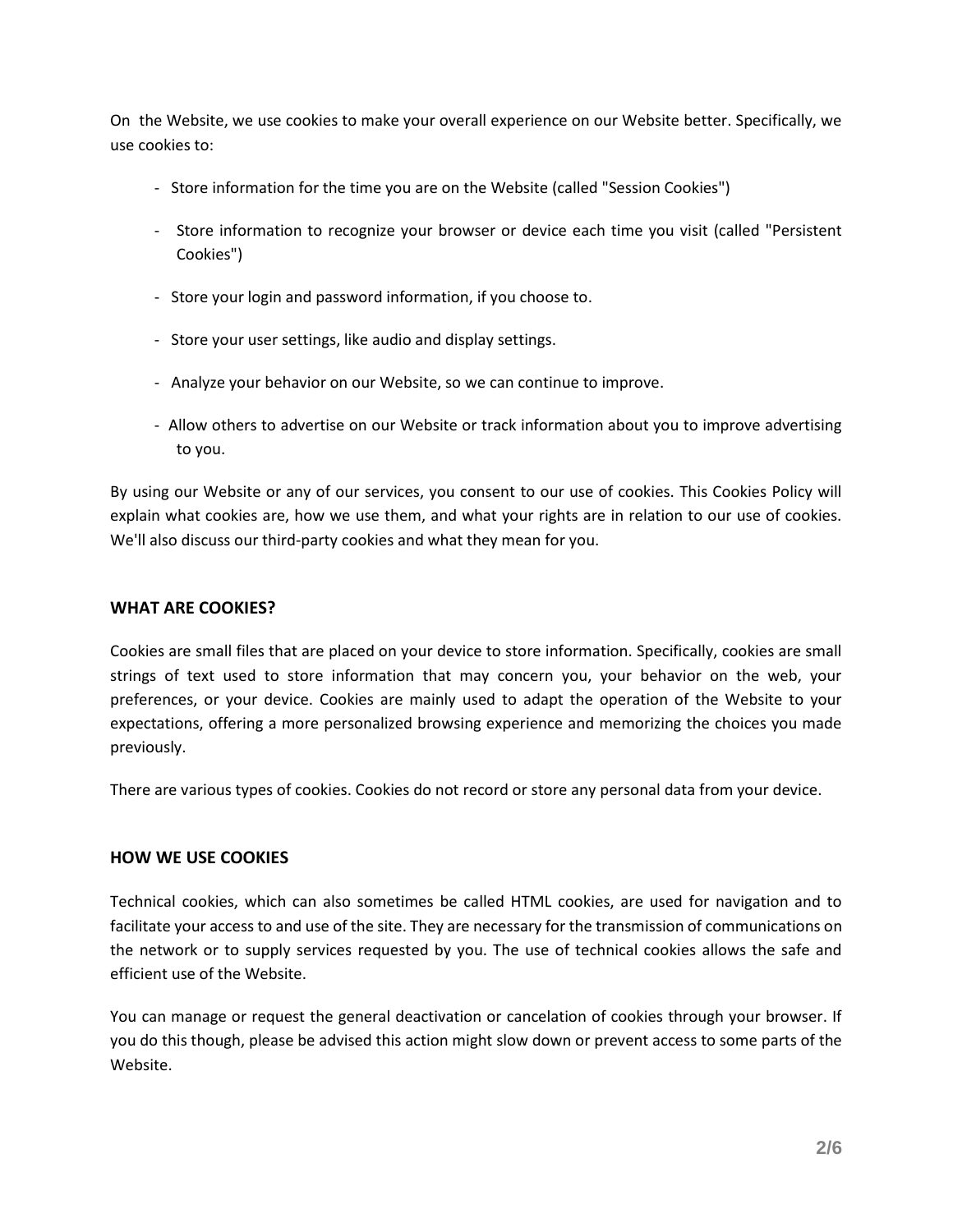On the Website, we use cookies to make your overall experience on our Website better. Specifically, we use cookies to:

- Store information for the time you are on the Website (called "Session Cookies")
- Store information to recognize your browser or device each time you visit (called "Persistent Cookies")
- Store your login and password information, if you choose to.
- Store your user settings, like audio and display settings.
- Analyze your behavior on our Website, so we can continue to improve.
- Allow others to advertise on our Website or track information about you to improve advertising to you.

By using our Website or any of our services, you consent to our use of cookies. This Cookies Policy will explain what cookies are, how we use them, and what your rights are in relation to our use of cookies. We'll also discuss our third-party cookies and what they mean for you.

## WHAT ARE COOKIES?

Cookies are small files that are placed on your device to store information. Specifically, cookies are small strings of text used to store information that may concern you, your behavior on the web, your preferences, or your device. Cookies are mainly used to adapt the operation of the Website to your expectations, offering a more personalized browsing experience and memorizing the choices you made previously.

There are various types of cookies. Cookies do not record or store any personal data from your device.

## HOW WE USE COOKIES

Technical cookies, which can also sometimes be called HTML cookies, are used for navigation and to facilitate your access to and use of the site. They are necessary for the transmission of communications on the network or to supply services requested by you. The use of technical cookies allows the safe and efficient use of the Website.

You can manage or request the general deactivation or cancelation of cookies through your browser. If you do this though, please be advised this action might slow down or prevent access to some parts of the Website.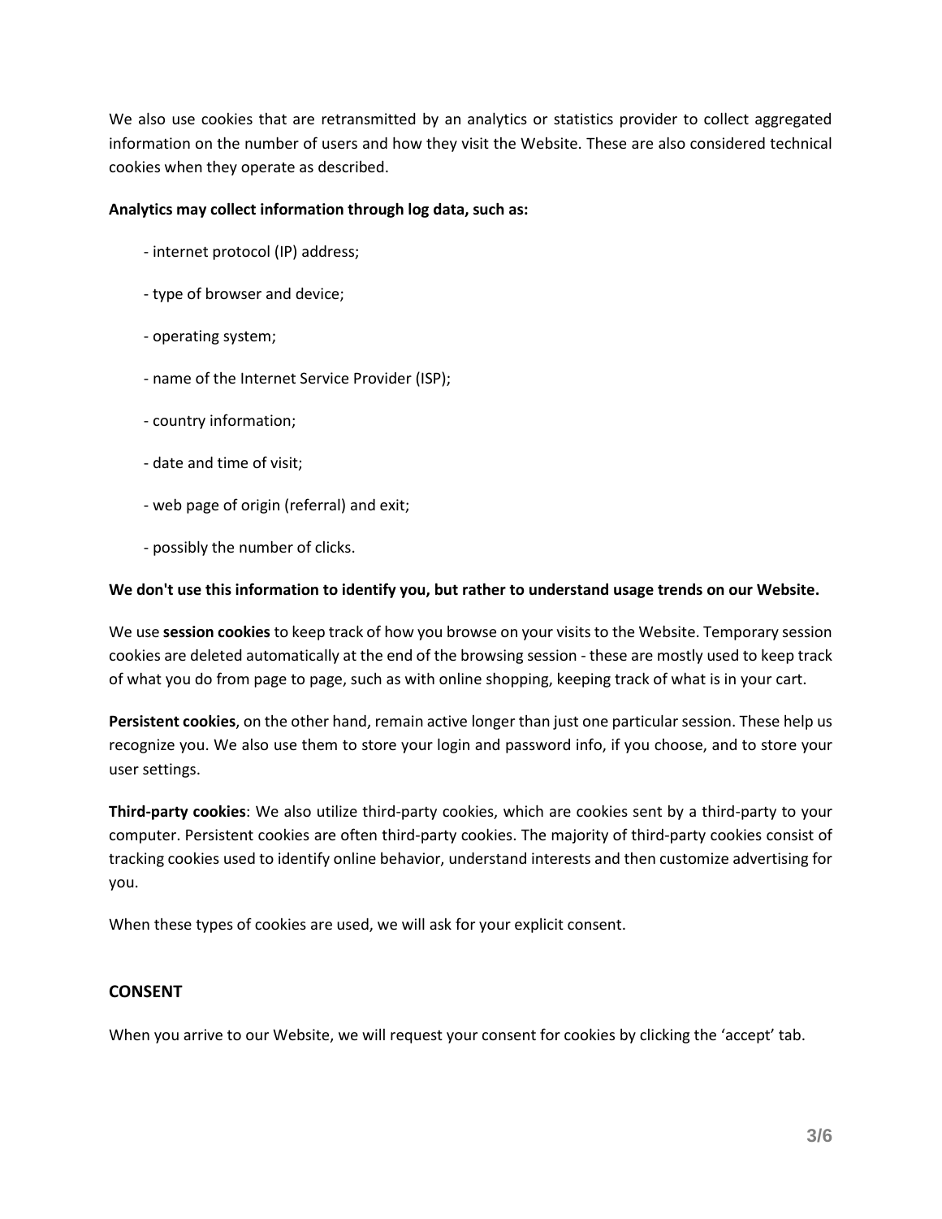We also use cookies that are retransmitted by an analytics or statistics provider to collect aggregated information on the number of users and how they visit the Website. These are also considered technical cookies when they operate as described.

**Analytics may collect information through log data, such as:**

- internet protocol (IP) address;
- type of browser and device;
- operating system;
- name of the Internet Service Provider (ISP);
- country information;
- date and time of visit;
- web page of origin (referral) and exit;
- possibly the number of clicks.

**We don't use this information to identify you, but rather to understand usage trends on our Website.**

We use **session cookies** to keep track of how you browse on your visits to the Website. Temporary session cookies are deleted automatically at the end of the browsing session - these are mostly used to keep track of what you do from page to page, such as with online shopping, keeping track of what is in your cart.

**Persistent cookies**, on the other hand, remain active longer than just one particular session. These help us recognize you. We also use them to store your login and password info, if you choose, and to store your user settings.

**Third-party cookies**: We also utilize third-party cookies, which are cookies sent by a third-party to your computer. Persistent cookies are often third-party cookies. The majority of third-party cookies consist of tracking cookies used to identify online behavior, understand interests and then customize advertising for you.

When these types of cookies are used, we will ask for your explicit consent.

## CONSENT

When you arrive to our Website, we will request your consent for cookies by clicking the 'accept' tab.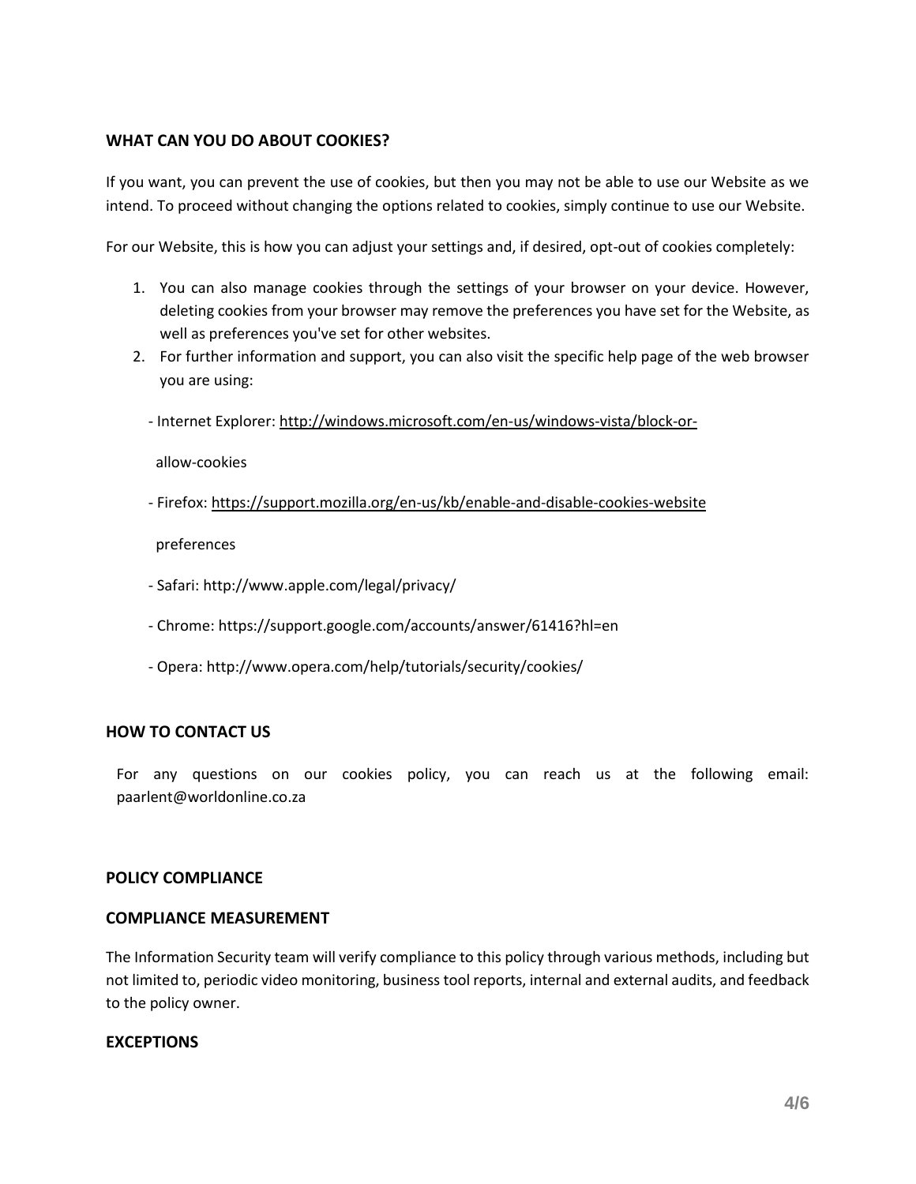## WHAT CAN YOU DO ABOUT COOKIES?

If you want, you can prevent the use of cookies, but then you may not be able to use our Website as we intend. To proceed without changing the options related to cookies, simply continue to use our Website.

For our Website, this is how you can adjust your settings and, if desired, opt-out of cookies completely:

1. You can also manage cookies through the settings of your browser on your device. However, deleting cookies from your browser may remove the preferences you have set for the Website, as well as preferences you've set for other websites.
2. For further information and support, you can also visit the specific help page of the web browser you are using:

   - Internet Explorer: http://windows.microsoft.com/en-us/windows-vista/block-or-

     allow-cookies

   - Firefox: https://support.mozilla.org/en-us/kb/enable-and-disable-cookies-website

     preferences

   - Safari: http://www.apple.com/legal/privacy/

   - Chrome: https://support.google.com/accounts/answer/61416?hl=en

   - Opera: http://www.opera.com/help/tutorials/security/cookies/

## HOW TO CONTACT US

For any questions on our cookies policy, you can reach us at the following email: paarlent@worldonline.co.za

## POLICY COMPLIANCE

## COMPLIANCE MEASUREMENT

The Information Security team will verify compliance to this policy through various methods, including but not limited to, periodic video monitoring, business tool reports, internal and external audits, and feedback to the policy owner.

## EXCEPTIONS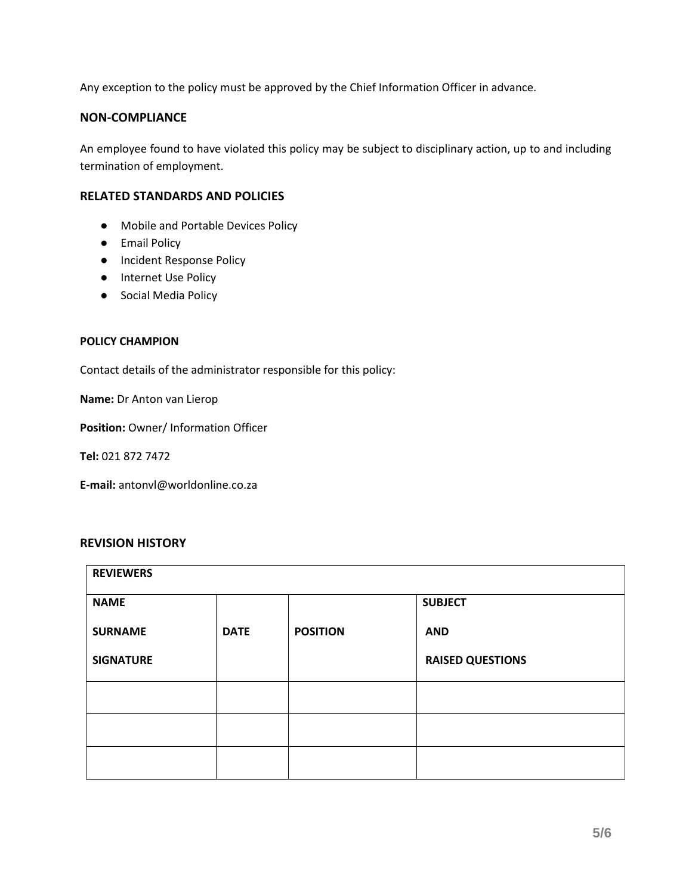Any exception to the policy must be approved by the Chief Information Officer in advance.

## NON-COMPLIANCE

An employee found to have violated this policy may be subject to disciplinary action, up to and including termination of employment.

## RELATED STANDARDS AND POLICIES

- Mobile and Portable Devices Policy
- Email Policy
- Incident Response Policy
- Internet Use Policy
- Social Media Policy

### POLICY CHAMPION

Contact details of the administrator responsible for this policy:

**Name:** Dr Anton van Lierop

**Position:** Owner/ Information Officer

**Tel:** 021 872 7472

**E-mail:** antonvl@worldonline.co.za

## REVISION HISTORY

| REVIEWERS | | | |
|---|---|---|---|
| **NAME**<br>**SURNAME**<br>**SIGNATURE** | **DATE** | **POSITION** | **SUBJECT**<br>**AND**<br>**RAISED QUESTIONS** |
| | | | |
| | | | |
| | | | |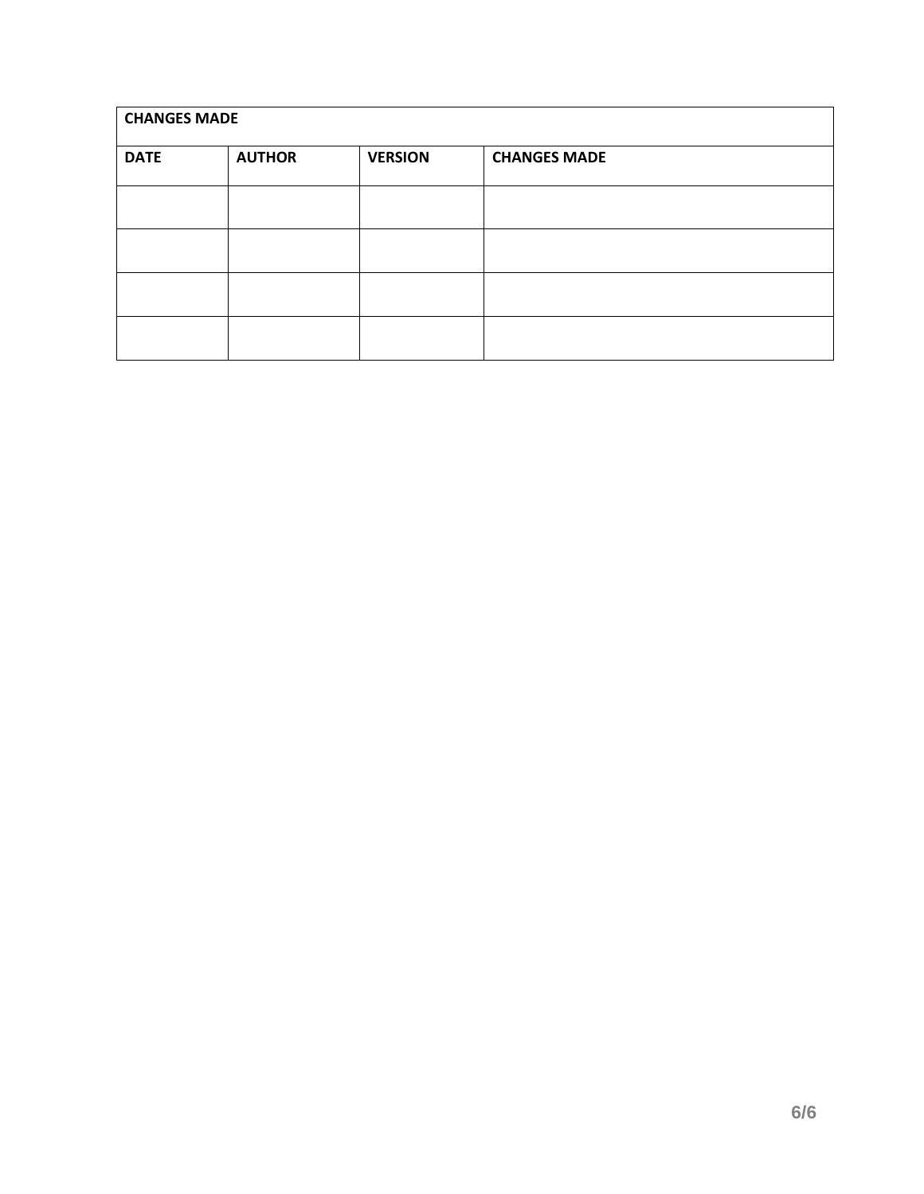| CHANGES MADE | | | |
|---|---|---|---|
| **DATE** | **AUTHOR** | **VERSION** | **CHANGES MADE** |
| | | | |
| | | | |
| | | | |
| | | | |